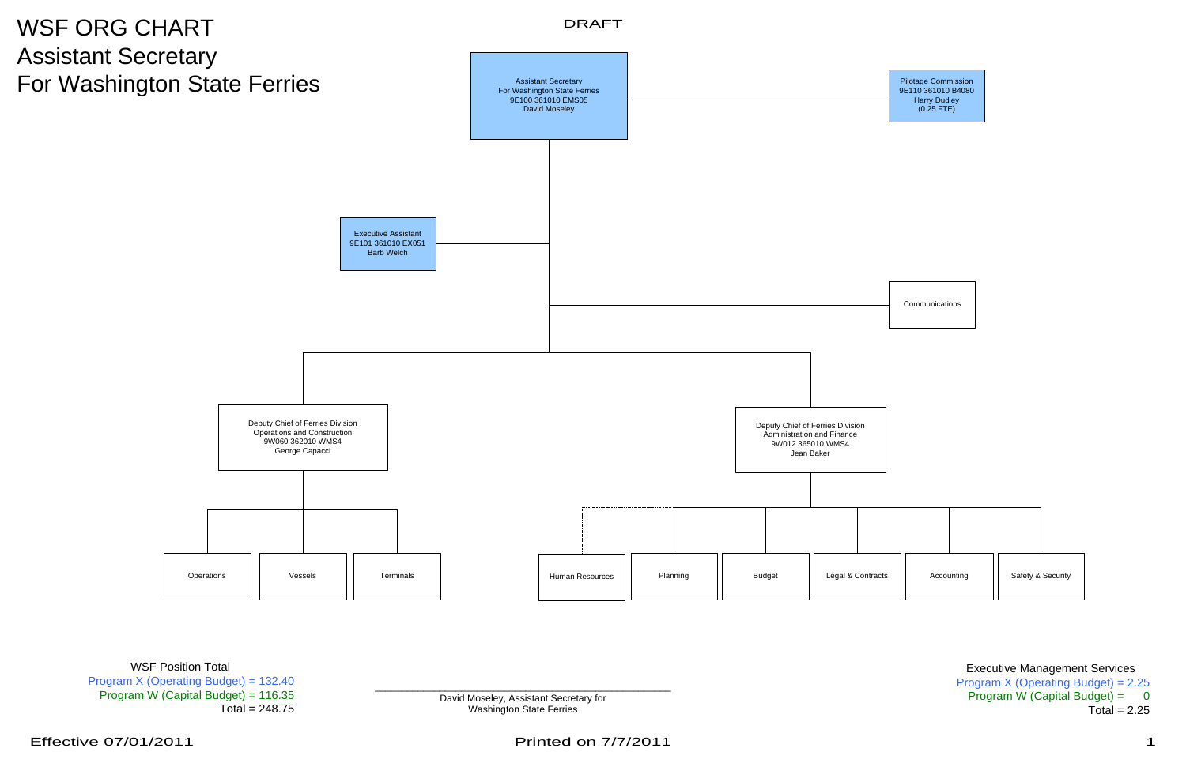# WSF ORG CHART
## Assistant Secretary
## For Washington State Ferries

DRAFT

**Assistant Secretary For Washington State Ferries**
9E100 361010 EMS05
David Moseley

- **Pilotage Commission**
  9E110 361010 B4080
  Harry Dudley
  (0.25 FTE)
- **Executive Assistant**
  9E101 361010 EX051
  Barb Welch
- **Communications**
- **Deputy Chief of Ferries Division Operations and Construction**
  9W060 362010 WMS4
  George Capacci
  - Operations
  - Vessels
  - Terminals
- **Deputy Chief of Ferries Division Administration and Finance**
  9W012 365010 WMS4
  Jean Baker
  - Human Resources (dotted line)
  - Planning
  - Budget
  - Legal & Contracts
  - Accounting
  - Safety & Security

WSF Position Total
Program X (Operating Budget) = 132.40
Program W (Capital Budget) = 116.35
Total = 248.75

\_\_\_\_\_\_\_\_\_\_\_\_\_\_\_\_\_\_\_\_\_\_\_\_\_\_\_\_\_\_\_\_\_\_\_\_\_\_\_\_
David Moseley, Assistant Secretary for Washington State Ferries

Executive Management Services
Program X (Operating Budget) = 2.25
Program W (Capital Budget) = 0
Total = 2.25

Effective 07/01/2011

Printed on 7/7/2011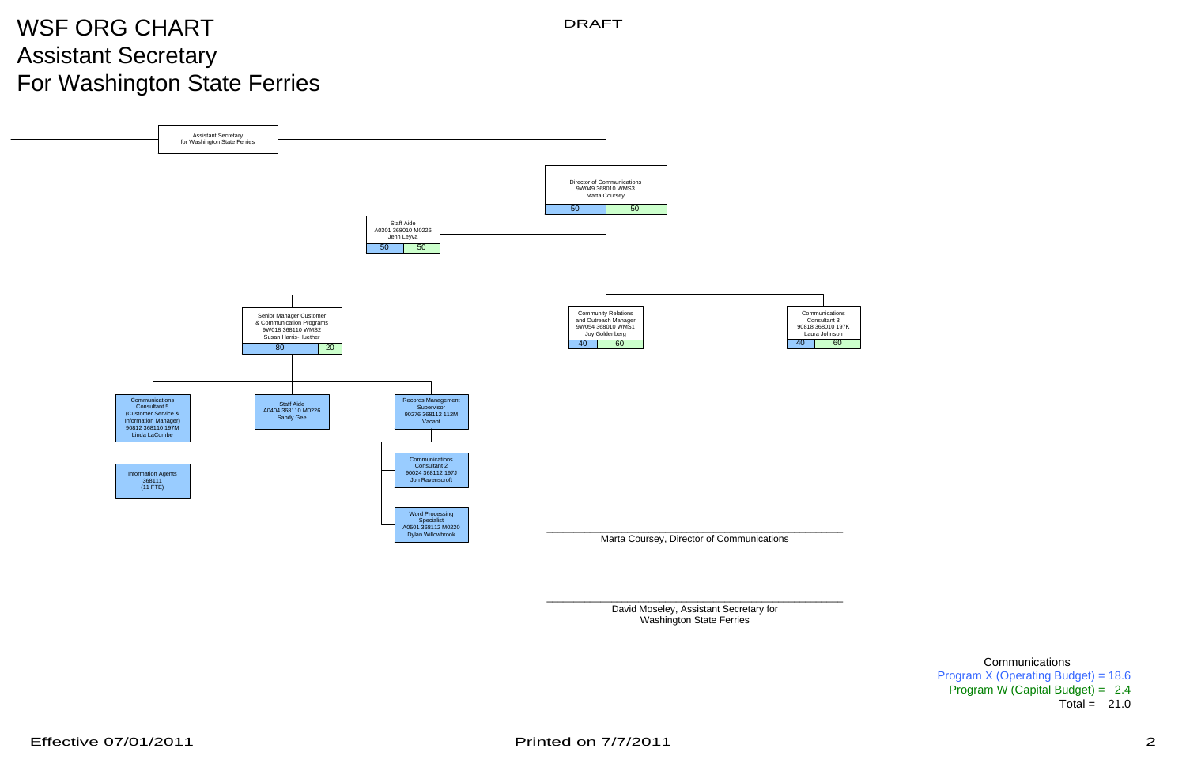# WSF ORG CHART
## Assistant Secretary
## For Washington State Ferries

DRAFT

- **Assistant Secretary for Washington State Ferries**
  - **Director of Communications** — 9W049 368010 WMS3 — Marta Coursey — 50 | 50
    - **Staff Aide** — A0301 368010 M0226 — Jenn Leyva — 50 | 50
    - **Senior Manager Customer & Communication Programs** — 9W018 368110 WMS2 — Susan Harris-Huether — 80 | 20
      - **Communications Consultant 5 (Customer Service & Information Manager)** — 90812 368110 197M — Linda LaCombe
        - **Information Agents** — 368111 — (11 FTE)
      - **Staff Aide** — A0404 368110 M0226 — Sandy Gee
      - **Records Management Supervisor** — 90276 368112 112M — Vacant
        - **Communications Consultant 2** — 90024 368112 197J — Jon Ravenscroft
        - **Word Processing Specialist** — A0501 368112 M0220 — Dylan Willowbrook
    - **Community Relations and Outreach Manager** — 9W054 368010 WMS1 — Joy Goldenberg — 40 | 60
    - **Communications Consultant 3** — 90818 368010 197K — Laura Johnson — 40 | 60

\_\_\_\_\_\_\_\_\_\_\_\_\_\_\_\_\_\_\_\_\_\_\_\_\_\_\_\_\_\_\_\_\_\_\_\_

Marta Coursey, Director of Communications

\_\_\_\_\_\_\_\_\_\_\_\_\_\_\_\_\_\_\_\_\_\_\_\_\_\_\_\_\_\_\_\_\_\_\_\_

David Moseley, Assistant Secretary for Washington State Ferries

**Communications**

Program X (Operating Budget) = 18.6

Program W (Capital Budget) = 2.4

Total = 21.0

Effective 07/01/2011

Printed on 7/7/2011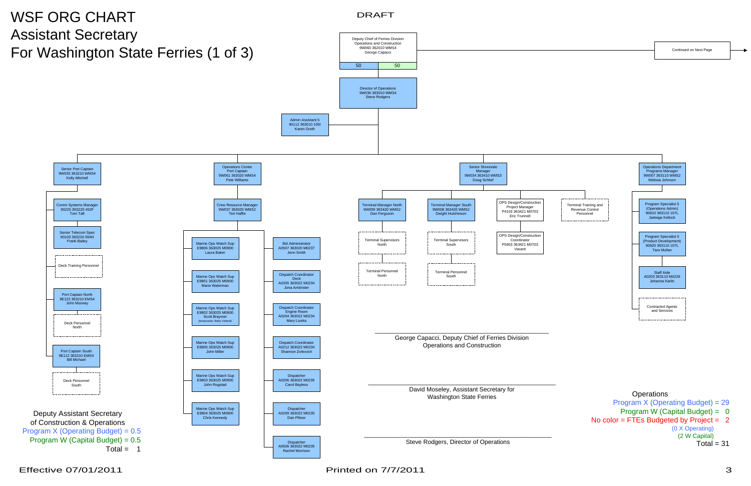# WSF ORG CHART
## Assistant Secretary
## For Washington State Ferries (1 of 3)

DRAFT

**Deputy Chief of Ferries Division**
Operations and Construction
9W060 362010 WMS4
George Capacci
50 | 50

Continued on Next Page

**Director of Operations**
9W036 363010 WMS4
Steve Rodgers

- Admin Assistant 5 — 90112 363010 105I — Karen Groth

### Senior Port Captain
9W035 363210 WMS4
Kelly Mitchell

- Comm Systems Manager — 90225 363220 452F — Tom Taft
- Senior Telecom Spec — 90103 363220 594H — Frank Bailey
- Deck Training Personnel
- Port Captain North — 9E122 363210 EMS4 — John Mooney
  - Deck Personnel North
- Port Captain South — 9E112 363210 EMS4 — Bill Michael
  - Deck Personnel South

### Operations Center Port Captain
9W061 363020 WMS4
Pete Williams

- Crew Resource Manager — 9W037 363020 WMS2 — Teri Haffie
  - Marine Ops Watch Sup — E9806 363025 M0900 — Laura Baker
  - Marine Ops Watch Sup — E9801 363025 M0900 — Marie Waterman
  - Marine Ops Watch Sup — E9802 363025 M0900 — Scott Braymer (temporarily: Betty Voiland)
  - Marine Ops Watch Sup — E9805 363025 M0900 — John Miller
  - Marine Ops Watch Sup — E9803 363025 M0900 — John Rogstad
  - Marine Ops Watch Sup — E9804 363025 M0900 — Chris Kennedy
  - Bid Administrator — A0507 363020 M0237 — Jenn Smith
  - Dispatch Coordinator Deck — A0205 363022 M0234 — Jona Ambrister
  - Dispatch Coordinator Engine Room — A0204 363022 M0234 — Mary Liuska
  - Dispatch Coordinator — A0212 363022 M0234 — Shannon Zivkovich
  - Dispatcher — A0206 363022 M0235 — Carol Bayless
  - Dispatcher — A0209 363022 M0235 — Dan Pfitzer
  - Dispatcher — A0506 363022 M0235 — Rachel Morrison

### Senior Shoreside Manager
9W034 363410 WMS3
Doug Schlief

- Terminal Manager North — 9W009 363420 WMS2 — Dan Ferguson
  - Terminal Supervisors North
    - Terminal Personnel North
- Terminal Manager South — 9W008 363420 WMS2 — Dwight Hutchinson
  - Terminal Supervisors South
    - Terminal Personnel South
- OPS Design/Construction Project Manager — P4103 363421 M0703 — Eric Trunnell
  - OPS Design/Construction Coordinator — P5903 363421 M0703 — Vacant
- Terminal Training and Revenue Control Personnel

### Operations Department Programs Manager
9W007 363110 WMS2
Melissa Johnson

- Program Specialist 5 (Operations Admin) — 90810 363110 107L — Jadwiga Kellock
- Program Specialist 5 (Product Development) — 90820 363110 107L — Tara Mullan
- Staff Aide — A0203 363110 M0226 — Johanna Karlin
- Contracted Agents and Services

---

George Capacci, Deputy Chief of Ferries Division Operations and Construction

David Moseley, Assistant Secretary for Washington State Ferries

Steve Rodgers, Director of Operations

---

Deputy Assistant Secretary of Construction & Operations
Program X (Operating Budget) = 0.5
Program W (Capital Budget) = 0.5
Total = 1

Operations
Program X (Operating Budget) = 29
Program W (Capital Budget) = 0
No color = FTEs Budgeted by Project = 2
(0 X Operating)
(2 W Capital)
Total = 31

Effective 07/01/2011

Printed on 7/7/2011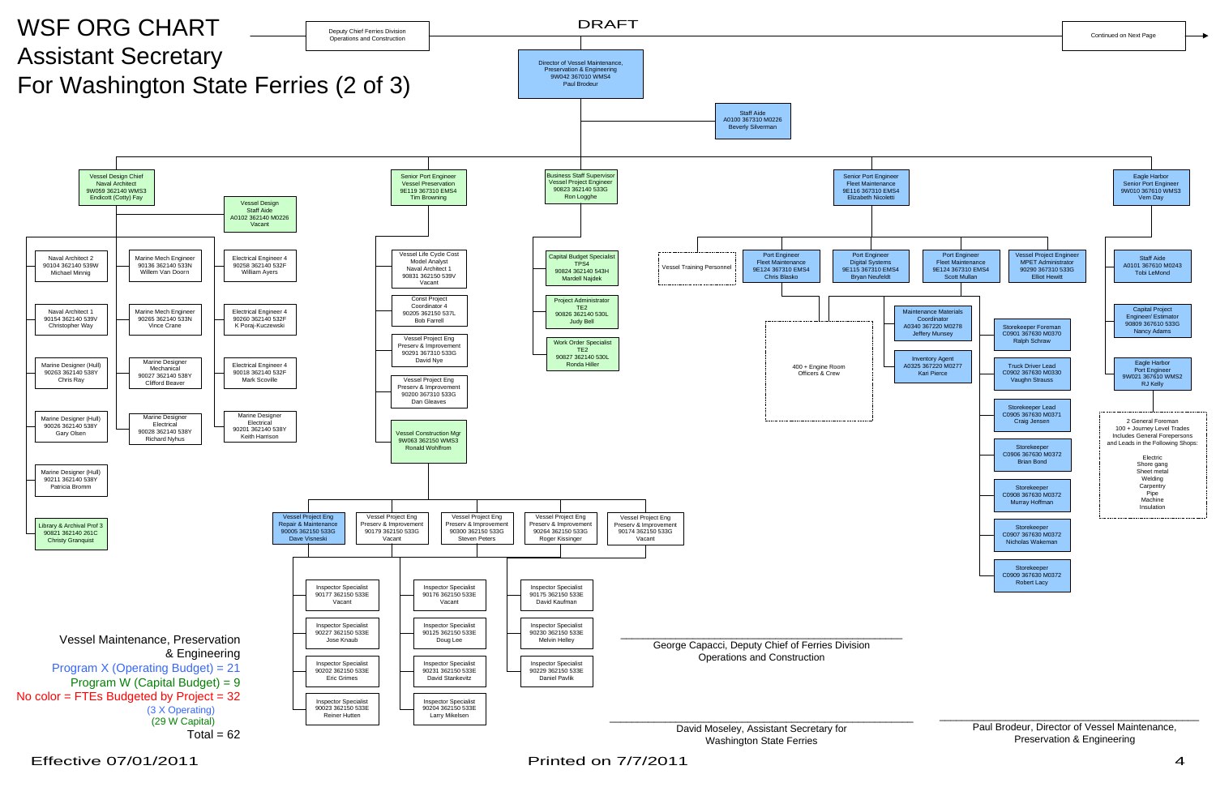# WSF ORG CHART
# Assistant Secretary
# For Washington State Ferries (2 of 3)

DRAFT

Deputy Chief Ferries Division
Operations and Construction

Continued on Next Page

## Director of Vessel Maintenance, Preservation & Engineering
9W042 367010 WMS4
Paul Brodeur

- **Staff Aide**
  A0100 367310 M0226
  Beverly Silverman

### Vessel Design Chief
Naval Architect
9W059 362140 WMS3
Endicott (Cotty) Fay

- **Vessel Design Staff Aide**
  A0102 362140 M0226
  Vacant
- Naval Architect 2 — 90104 362140 539W — Michael Minnig
- Naval Architect 1 — 90154 362140 539V — Christopher Way
- Marine Designer (Hull) — 90263 362140 538Y — Chris Ray
- Marine Designer (Hull) — 90026 362140 538Y — Gary Olsen
- Marine Designer (Hull) — 90211 362140 538Y — Patricia Bromm
- Library & Archival Prof 3 — 90821 362140 261C — Christy Granquist
- Marine Mech Engineer — 90136 362140 533N — Willem Van Doorn
- Marine Mech Engineer — 90265 362140 533N — Vince Crane
- Marine Designer Mechanical — 90027 362140 538Y — Clifford Beaver
- Marine Designer Electrical — 90028 362140 538Y — Richard Nyhus
- Electrical Engineer 4 — 90258 362140 532F — William Ayers
- Electrical Engineer 4 — 90260 362140 532F — K Poraj-Kuczewski
- Electrical Engineer 4 — 90018 362140 532F — Mark Scoville
- Marine Designer Electrical — 90201 362140 538Y — Keith Harrison

### Senior Port Engineer
Vessel Preservation
9E119 367310 EMS4
Tim Browning

- Vessel Life Cycle Cost Model Analyst, Naval Architect 1 — 90831 362150 539V — Vacant
- Const Project Coordinator 4 — 90205 362150 537L — Bob Farrell
- Vessel Project Eng Preserv & Improvement — 90291 367310 533G — David Nye
- Vessel Project Eng Preserv & Improvement — 90200 367310 533G — Dan Gleaves
- **Vessel Construction Mgr** — 9W063 362150 WMS3 — Ronald Wohlfrom
  - Vessel Project Eng Repair & Maintenance — 90005 362150 533G — Dave Visneski
  - Vessel Project Eng Preserv & Improvement — 90179 362150 533G — Vacant
  - Vessel Project Eng Preserv & Improvement — 90300 362150 533G — Steven Peters
  - Vessel Project Eng Preserv & Improvement — 90264 362150 533G — Roger Kissinger
  - Vessel Project Eng Preserv & Improvement — 90174 362150 533G — Vacant
  - Inspector Specialist — 90177 362150 533E — Vacant
  - Inspector Specialist — 90227 362150 533E — Jose Knaub
  - Inspector Specialist — 90202 362150 533E — Eric Grimes
  - Inspector Specialist — 90023 362150 533E — Reiner Hutten
  - Inspector Specialist — 90176 362150 533E — Vacant
  - Inspector Specialist — 90125 362150 533E — Doug Lee
  - Inspector Specialist — 90231 362150 533E — David Stankevitz
  - Inspector Specialist — 90204 362150 533E — Larry Mikelsen
  - Inspector Specialist — 90175 362150 533E — David Kaufman
  - Inspector Specialist — 90230 362150 533E — Melvin Helley
  - Inspector Specialist — 90229 362150 533E — Daniel Pavlik

### Business Staff Supervisor
Vessel Project Engineer
90823 362140 533G
Ron Logghe

- Capital Budget Specialist TPS4 — 90824 362140 543H — Mardell Najdek
- Project Administrator TE2 — 90826 362140 530L — Judy Bell
- Work Order Specialist TE2 — 90827 362140 530L — Ronda Hiller

### Senior Port Engineer
Fleet Maintenance
9E116 367310 EMS4
Elizabeth Nicoletti

- Vessel Training Personnel
- Port Engineer Fleet Maintenance — 9E124 367310 EMS4 — Chris Blasko
- Port Engineer Digital Systems — 9E115 367310 EMS4 — Bryan Neufeldt
- Port Engineer Fleet Maintenance — 9E124 367310 EMS4 — Scott Mullan
- Vessel Project Engineer MPET Administrator — 90290 367310 533G — Elliot Hewitt
- 400 + Engine Room Officers & Crew
- Maintenance Materials Coordinator — A0340 367220 M0278 — Jeffery Munsey
- Inventory Agent — A0325 367220 M0277 — Kari Pierce
- Storekeeper Foreman — C0901 367630 M0370 — Ralph Schraw
- Truck Driver Lead — C0902 367630 M0330 — Vaughn Strauss
- Storekeeper Lead — C0905 367630 M0371 — Craig Jensen
- Storekeeper — C0906 367630 M0372 — Brian Bond
- Storekeeper — C0908 367630 M0372 — Murray Hoffman
- Storekeeper — C0907 367630 M0372 — Nicholas Wakeman
- Storekeeper — C0909 367630 M0372 — Robert Lacy

### Eagle Harbor Senior Port Engineer
9W010 367610 WMS3
Vern Day

- Staff Aide — A0101 367610 M0243 — Tobi LeMond
- Capital Project Engineer/ Estimator — 90809 367610 533G — Nancy Adams
- Eagle Harbor Port Engineer — 9W021 367610 WMS2 — RJ Kelly
- 2 General Foreman
  100 + Journey Level Trades
  Includes General Foreperson and Leads in the Following Shops:
  Electric
  Shore gang
  Sheet metal
  Welding
  Carpentry
  Pipe
  Machine
  Insulation

---

Vessel Maintenance, Preservation & Engineering
Program X (Operating Budget) = 21
Program W (Capital Budget) = 9
No color = FTEs Budgeted by Project = 32
(3 X Operating)
(29 W Capital)
Total = 62

______________________________
George Capacci, Deputy Chief of Ferries Division
Operations and Construction

______________________________
David Moseley, Assistant Secretary for
Washington State Ferries

______________________________
Paul Brodeur, Director of Vessel Maintenance,
Preservation & Engineering

Effective 07/01/2011

Printed on 7/7/2011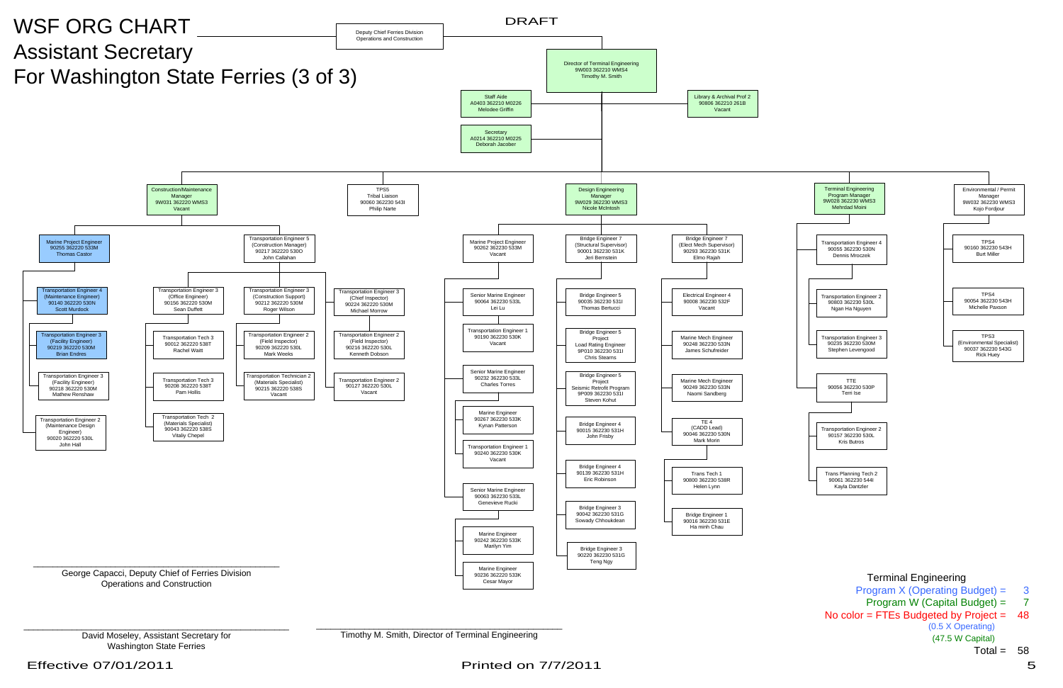# WSF ORG CHART
## Assistant Secretary
## For Washington State Ferries (3 of 3)

DRAFT

- Deputy Chief Ferries Division Operations and Construction
  - Director of Terminal Engineering, 9W003 362210 WMS4, Timothy M. Smith
    - Staff Aide, A0403 362210 M0226, Melodee Griffin
    - Secretary, A0214 362210 M0225, Deborah Jacober
    - Library & Archival Prof 2, 90806 362210 261B, Vacant
    - Construction/Maintenance Manager, 9W031 362220 WMS3, Vacant
      - Marine Project Engineer, 90255 362220 533M, Thomas Castor
        - Transportation Engineer 4 (Maintenance Engineer), 90140 362220 530N, Scott Murdock
        - Transportation Engineer 3 (Facility Engineer), 90219 362220 530M, Brian Endres
        - Transportation Engineer 3 (Facility Engineer), 90218 362220 530M, Mathew Renshaw
        - Transportation Engineer 2 (Maintenance Design Engineer), 90020 362220 530L, John Hall
      - Transportation Engineer 5 (Construction Manager), 90217 362220 530O, John Callahan
        - Transportation Engineer 3 (Office Engineer), 90156 362220 530M, Sean Duffett
          - Transportation Tech 3, 90012 362220 538T, Rachel Waitt
          - Transportation Tech 3, 90208 362220 538T, Pam Hollis
          - Transportation Tech 2 (Materials Specialist), 90043 362220 538S, Vitaliy Chepel
        - Transportation Engineer 3 (Construction Support), 90212 362220 530M, Roger Wilson
          - Transportation Engineer 2 (Field Inspector), 90209 362220 530L, Mark Weeks
          - Transportation Technician 2 (Materials Specialist), 90215 362220 538S, Vacant
        - Transportation Engineer 3 (Chief Inspector), 90224 362220 530M, Michael Morrow
          - Transportation Engineer 2 (Field Inspector), 90216 362220 530L, Kenneth Dobson
          - Transportation Engineer 2, 90127 362220 530L, Vacant
    - TPS5 Tribal Liaison, 90060 362230 543I, Philip Narte
    - Design Engineering Manager, 9W029 362230 WMS3, Nicole McIntosh
      - Marine Project Engineer, 90262 362230 533M, Vacant
        - Senior Marine Engineer, 90064 362230 533L, Lei Lu
          - Transportation Engineer 1, 90190 362230 530K, Vacant
        - Senior Marine Engineer, 90232 362230 533L, Charles Torres
          - Marine Engineer, 90267 362230 533K, Kynan Patterson
          - Transportation Engineer 1, 90240 362230 530K, Vacant
        - Senior Marine Engineer, 90063 362230 533L, Genevieve Rucki
          - Marine Engineer, 90242 362230 533K, Marilyn Yim
          - Marine Engineer, 90236 362230 533K, Cesar Mayor
      - Bridge Engineer 7 (Structural Supervisor), 90001 362230 531K, Jeri Bernstein
        - Bridge Engineer 5, 90035 362230 531I, Thomas Bertucci
        - Bridge Engineer 5 Project Load Rating Engineer, 9P010 362230 531I, Chris Stearns
        - Bridge Engineer 5 Project Seismic Retrofit Program, 9P009 362230 531I, Steven Kohut
        - Bridge Engineer 4, 90015 362230 531H, John Frisby
        - Bridge Engineer 4, 90139 362230 531H, Eric Robinson
        - Bridge Engineer 3, 90042 362230 531G, Sowady Chhoukdean
        - Bridge Engineer 3, 90220 362230 531G, Teng Ngy
      - Bridge Engineer 7 (Elect Mech Supervisor), 90293 362230 531K, Elmo Rajah
        - Electrical Engineer 4, 90008 362230 532F, Vacant
        - Marine Mech Engineer, 90248 362230 533N, James Schufreider
        - Marine Mech Engineer, 90249 362230 533N, Naomi Sandberg
        - TE 4 (CADD Lead), 90046 362230 530N, Mark Morin
          - Trans Tech 1, 90800 362230 538R, Helen Lynn
          - Bridge Engineer 1, 90016 362230 531E, Ha minh Chau
    - Terminal Engineering Program Manager, 9W028 362230 WMS3, Mehrdad Moini
      - Transportation Engineer 4, 90055 362230 530N, Dennis Mroczek
        - Transportation Engineer 2, 90803 362230 530L, Ngan Ha Nguyen
        - Transportation Engineer 3, 90235 362230 530M, Stephen Levengood
        - TTE, 90056 362230 530P, Terri Ise
      - Transportation Engineer 2, 90157 362230 530L, Kris Butros
      - Trans Planning Tech 2, 90061 362230 544I, Kayla Dantzler
    - Environmental / Permit Manager, 9W032 362230 WMS3, Kojo Fordjour
      - TPS4, 90160 362230 543H, Burt Miller
      - TPS4, 90054 362230 543H, Michelle Paxson
      - TPS3 (Environmental Specialist), 90037 362230 543G, Rick Huey

**Terminal Engineering**

| | |
|---|---|
| Program X (Operating Budget) = | 3 |
| Program W (Capital Budget) = | 7 |
| No color = FTEs Budgeted by Project = | 48 |
| (0.5 X Operating) | |
| (47.5 W Capital) | |
| Total = | 58 |

George Capacci, Deputy Chief of Ferries Division Operations and Construction

David Moseley, Assistant Secretary for Washington State Ferries

Timothy M. Smith, Director of Terminal Engineering

Effective 07/01/2011

Printed on 7/7/2011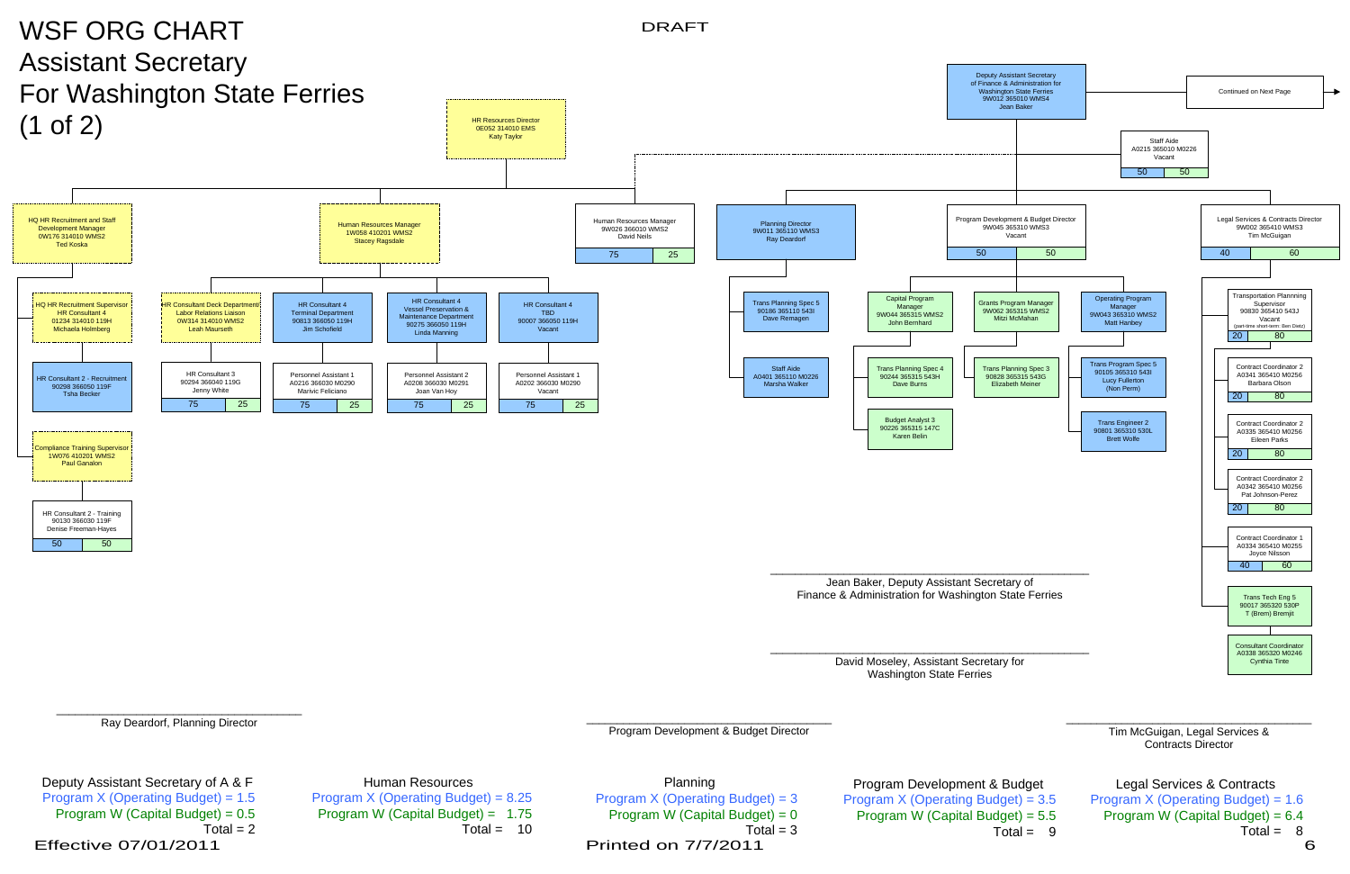# WSF ORG CHART
## Assistant Secretary
## For Washington State Ferries
## (1 of 2)

DRAFT

**Deputy Assistant Secretary of Finance & Administration for Washington State Ferries**
9W012 365010 WMS4
Jean Baker

Continued on Next Page

**Staff Aide**
A0215 365010 M0226
Vacant
50 | 50

**HR Resources Director**
0E052 314010 EMS
Katy Taylor

### Human Resources

- **HQ HR Recruitment and Staff Development Manager**
  0W176 314010 WMS2
  Ted Koska
  - **HQ HR Recruitment Supervisor**
    HR Consultant 4
    01234 314010 119H
    Michaela Holmberg
    - **HR Consultant 2 - Recruitment**
      90298 366050 119F
      Tsha Becker
  - **Compliance Training Supervisor**
    1W076 410201 WMS2
    Paul Ganalon
    - **HR Consultant 2 - Training**
      90130 366030 119F
      Denise Freeman-Hayes
      50 | 50
- **Human Resources Manager**
  1W058 410201 WMS2
  Stacey Ragsdale
  - **HR Consultant Deck Department Labor Relations Liaison**
    0W314 314010 WMS2
    Leah Maurseth
    - **HR Consultant 3**
      90294 366040 119G
      Jenny White
      75 | 25
  - **HR Consultant 4 Terminal Department**
    90813 366050 119H
    Jim Schofield
    - **Personnel Assistant 1**
      A0216 366030 M0290
      Marivic Feliciano
      75 | 25
  - **HR Consultant 4 Vessel Preservation & Maintenance Department**
    90275 366050 119H
    Linda Manning
    - **Personnel Assistant 2**
      A0208 366030 M0291
      Joan Van Hoy
      75 | 25
  - **HR Consultant 4 TBD**
    90007 366050 119H
    Vacant
    - **Personnel Assistant 1**
      A0202 366030 M0290
      Vacant
      75 | 25
- **Human Resources Manager**
  9W026 366010 WMS2
  David Neils
  75 | 25

### Planning

- **Planning Director**
  9W011 365110 WMS3
  Ray Deardorf
  - **Trans Planning Spec 5**
    90186 365110 543I
    Dave Remagen
  - **Staff Aide**
    A0401 365110 M0226
    Marsha Walker

### Program Development & Budget

- **Program Development & Budget Director**
  9W045 365310 WMS3
  Vacant
  50 | 50
  - **Capital Program Manager**
    9W044 365315 WMS2
    John Bernhard
    - **Trans Planning Spec 4**
      90244 365315 543H
      Dave Burns
    - **Budget Analyst 3**
      90226 365315 147C
      Karen Belin
  - **Grants Program Manager**
    9W062 365315 WMS2
    Mitzi McMahan
    - **Trans Planning Spec 3**
      90828 365315 543G
      Elizabeth Meiner
  - **Operating Program Manager**
    9W043 365310 WMS2
    Matt Hanbey
    - **Trans Program Spec 5**
      90105 365310 543I
      Lucy Fullerton
      (Non Perm)
    - **Trans Engineer 2**
      90801 365310 530L
      Brett Wolfe

### Legal Services & Contracts

- **Legal Services & Contracts Director**
  9W002 365410 WMS3
  Tim McGuigan
  40 | 60
  - **Transportation Plannning Supervisor**
    90830 365410 543J
    Vacant
    (part-time short-term: Ben Dietz)
    20 | 80
  - **Contract Coordinator 2**
    A0341 365410 M0256
    Barbara Olson
    20 | 80
  - **Contract Coordinator 2**
    A0335 365410 M0256
    Eileen Parks
    20 | 80
  - **Contract Coordinator 2**
    A0342 365410 M0256
    Pat Johnson-Perez
    20 | 80
  - **Contract Coordinator 1**
    A0334 365410 M0255
    Joyce Nilsson
    40 | 60
  - **Trans Tech Eng 5**
    90017 365320 530P
    T (Brem) Bremjit
  - **Consultant Coordinator**
    A0338 365320 M0246
    Cynthia Tinte

### Signatures

______________________________
Jean Baker, Deputy Assistant Secretary of Finance & Administration for Washington State Ferries

______________________________
David Moseley, Assistant Secretary for Washington State Ferries

______________________________
Ray Deardorf, Planning Director

______________________________
Program Development & Budget Director

______________________________
Tim McGuigan, Legal Services & Contracts Director

### Budget Summary

| | Deputy Assistant Secretary of A & F | Human Resources | Planning | Program Development & Budget | Legal Services & Contracts |
|---|---|---|---|---|---|
| Program X (Operating Budget) | 1.5 | 8.25 | 3 | 3.5 | 1.6 |
| Program W (Capital Budget) | 0.5 | 1.75 | 0 | 5.5 | 6.4 |
| Total | 2 | 10 | 3 | 9 | 8 |

Effective 07/01/2011

Printed on 7/7/2011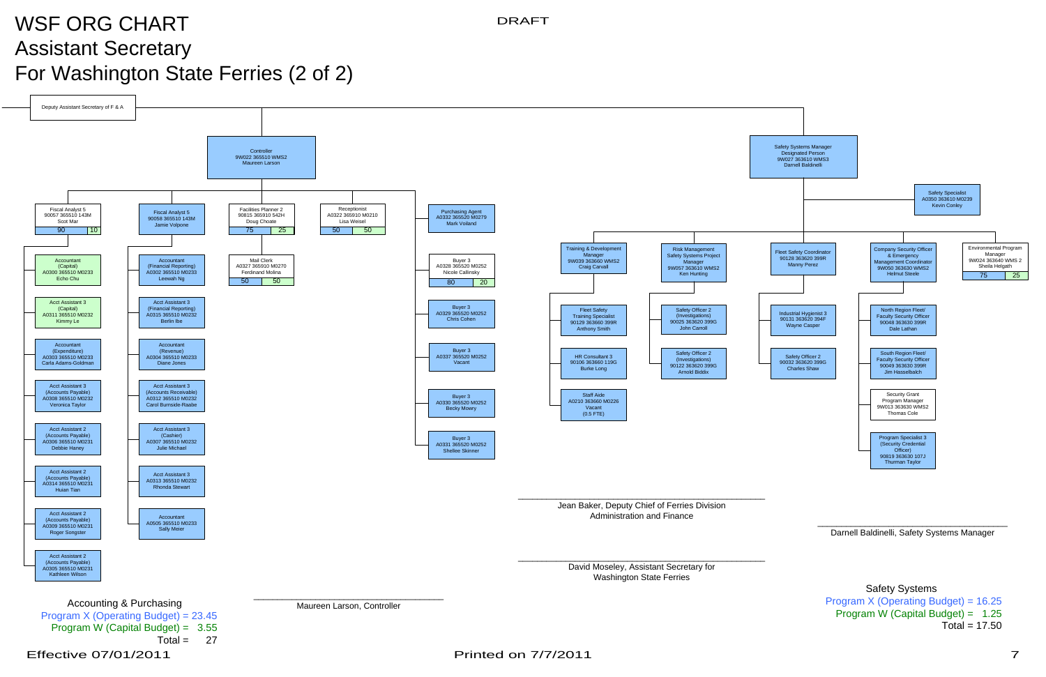# WSF ORG CHART
## Assistant Secretary
## For Washington State Ferries (2 of 2)

DRAFT

Deputy Assistant Secretary of F & A

**Controller**
9W022 365510 WMS2
Maureen Larson

- Fiscal Analyst 5
  90057 365510 143M
  Scot Mar
  90 | 10
  - Accountant (Capital) A0300 365510 M0233 Echo Chu
  - Acct Assistant 3 (Capital) A0311 365510 M0232 Kimmy Le
  - Accountant (Expenditure) A0303 365510 M0233 Carla Adams-Goldman
  - Acct Assistant 3 (Accounts Payable) A0308 365510 M0232 Veronica Taylor
  - Acct Assistant 2 (Accounts Payable) A0306 365510 M0231 Debbie Haney
  - Acct Assistant 2 (Accounts Payable) A0314 365510 M0231 Huian Tian
  - Acct Assistant 2 (Accounts Payable) A0309 365510 M0231 Roger Songster
  - Acct Assistant 2 (Accounts Payable) A0305 365510 M0231 Kathleen Wilson
- Fiscal Analyst 5
  90058 365510 143M
  Jamie Volpone
  - Accountant (Financial Reporting) A0302 365510 M0233 Leewah Ng
  - Acct Assistant 3 (Financial Reporting) A0315 365510 M0232 Berlin Ibe
  - Accountant (Revenue) A0304 365510 M0233 Diane Jones
  - Acct Assistant 3 (Accounts Receivable) A0312 365510 M0232 Carol Burnside-Raabe
  - Acct Assistant 3 (Cashier) A0307 365510 M0232 Julie Michael
  - Acct Assistant 3 A0313 365510 M0232 Rhonda Stewart
  - Accountant A0505 365510 M0233 Sally Meier
- Facilities Planner 2
  90815 365910 542H
  Doug Choate
  75 | 25
  - Mail Clerk A0327 365910 M0270 Ferdinand Molina
    50 | 50
- Receptionist
  A0322 365910 M0210
  Lisa Weisel
  50 | 50
- Purchasing Agent
  A0332 365520 M0279
  Mark Voiland
  - Buyer 3 A0328 365520 M0252 Nicole Callinsky
    80 | 20
  - Buyer 3 A0329 365520 M0252 Chris Cohen
  - Buyer 3 A0337 365520 M0252 Vacant
  - Buyer 3 A0330 365520 M0252 Becky Mowry
  - Buyer 3 A0331 365520 M0252 Shellee Skinner

**Safety Systems Manager**
Designated Person
9W027 363610 WMS3
Darnell Baldinelli

- Safety Specialist
  A0350 363610 M0239
  Kevin Conley
- Training & Development Manager
  9W039 363660 WMS2
  Craig Carvall
  - Fleet Safety Training Specialist 90129 363660 399R Anthony Smith
  - HR Consultant 3 90106 363660 119G Burke Long
  - Staff Aide A0210 363660 M0226 Vacant (0.5 FTE)
- Risk Management Safety Systems Project Manager
  9W057 363610 WMS2
  Ken Hunting
  - Safety Officer 2 (Investigations) 90025 363620 399G John Carroll
  - Safety Officer 2 (Investigations) 90122 363620 399G Arnold Biddix
- Fleet Safety Coordinator
  90128 363620 399R
  Manny Perez
  - Industrial Hygienist 3 90131 363620 394F Wayne Casper
  - Safety Officer 2 90032 363620 399G Charles Shaw
- Company Security Officer & Emergency Management Coordinator
  9W050 363630 WMS2
  Helmut Steele
  - North Region Fleet/ Faculty Security Officer 90048 363630 399R Dale Lathan
  - South Region Fleet/ Faculty Security Officer 90049 363630 399R Jim Hasselbalch
  - Security Grant Program Manager 9W013 363630 WMS2 Vacant Thomas Cole
  - Program Specialist 3 (Security Credential Officer) 90819 363630 107J Thurman Taylor
- Environmental Program Manager
  9W024 363640 WMS 2
  Sheila Helgath
  75 | 25

______________________________
Jean Baker, Deputy Chief of Ferries Division Administration and Finance

______________________________
Darnell Baldinelli, Safety Systems Manager

______________________________
David Moseley, Assistant Secretary for Washington State Ferries

______________________________
Maureen Larson, Controller

**Accounting & Purchasing**
Program X (Operating Budget) = 23.45
Program W (Capital Budget) = 3.55
Total = 27

**Safety Systems**
Program X (Operating Budget) = 16.25
Program W (Capital Budget) = 1.25
Total = 17.50

Effective 07/01/2011

Printed on 7/7/2011